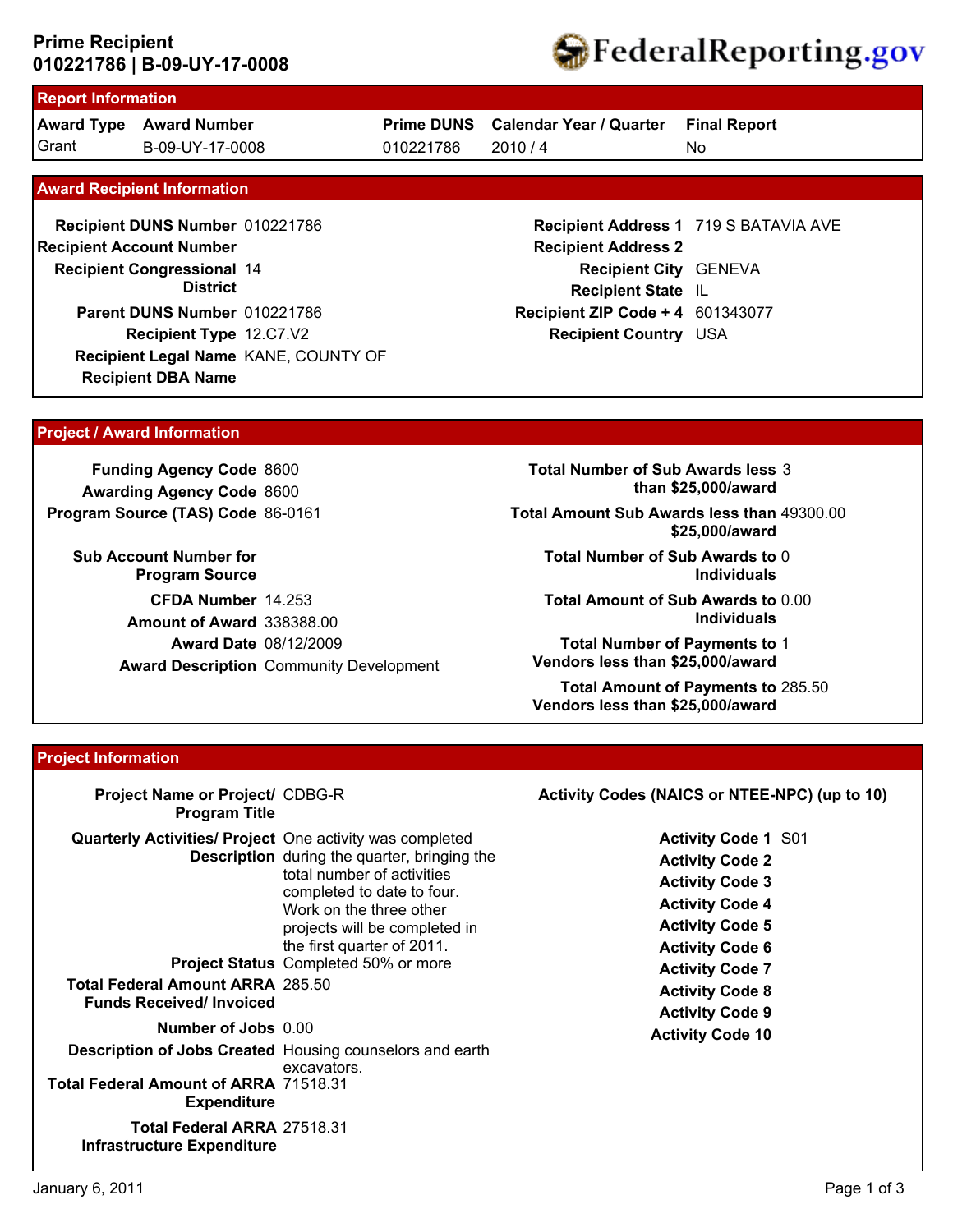**Prime Recipient**
**010221786 | B-09-UY-17-0008**

FederalReporting.gov

## Report Information

| Award Type | Award Number | Prime DUNS | Calendar Year / Quarter | Final Report |
|---|---|---|---|---|
| Grant | B-09-UY-17-0008 | 010221786 | 2010 / 4 | No |

## Award Recipient Information

**Recipient DUNS Number** 010221786
**Recipient Account Number**
**Recipient Congressional District** 14
**Parent DUNS Number** 010221786
**Recipient Type** 12.C7.V2
**Recipient Legal Name** KANE, COUNTY OF
**Recipient DBA Name**

**Recipient Address 1** 719 S BATAVIA AVE
**Recipient Address 2**
**Recipient City** GENEVA
**Recipient State** IL
**Recipient ZIP Code + 4** 601343077
**Recipient Country** USA

## Project / Award Information

**Funding Agency Code** 8600
**Awarding Agency Code** 8600
**Program Source (TAS) Code** 86-0161
**Sub Account Number for Program Source**
**CFDA Number** 14.253
**Amount of Award** 338388.00
**Award Date** 08/12/2009
**Award Description** Community Development

**Total Number of Sub Awards less than $25,000/award** 3
**Total Amount Sub Awards less than $25,000/award** 49300.00
**Total Number of Sub Awards to Individuals** 0
**Total Amount of Sub Awards to Individuals** 0.00
**Total Number of Payments to Vendors less than $25,000/award** 1
**Total Amount of Payments to Vendors less than $25,000/award** 285.50

## Project Information

**Project Name or Project/ Program Title** CDBG-R
**Quarterly Activities/ Project Description** One activity was completed during the quarter, bringing the total number of activities completed to date to four. Work on the three other projects will be completed in the first quarter of 2011.
**Project Status** Completed 50% or more
**Total Federal Amount ARRA Funds Received/ Invoiced** 285.50
**Number of Jobs** 0.00
**Description of Jobs Created** Housing counselors and earth excavators.
**Total Federal Amount of ARRA Expenditure** 71518.31
**Total Federal ARRA Infrastructure Expenditure** 27518.31

**Activity Codes (NAICS or NTEE-NPC) (up to 10)**

**Activity Code 1** S01
**Activity Code 2**
**Activity Code 3**
**Activity Code 4**
**Activity Code 5**
**Activity Code 6**
**Activity Code 7**
**Activity Code 8**
**Activity Code 9**
**Activity Code 10**

January 6, 2011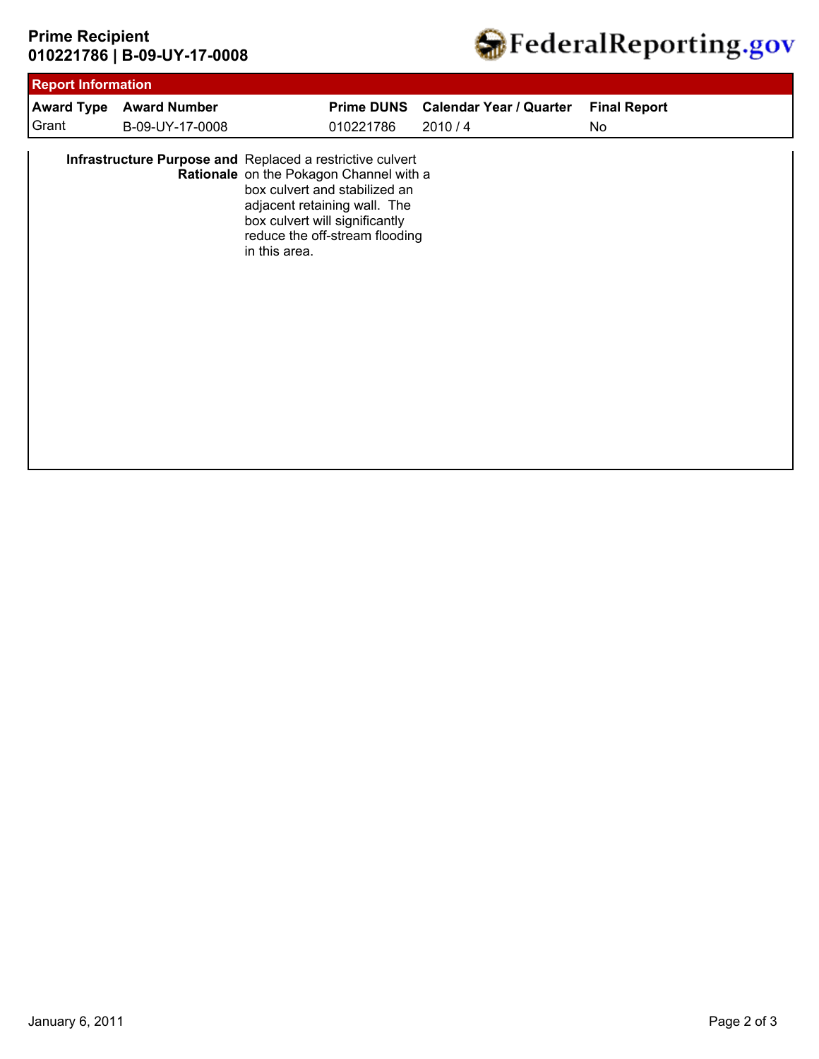**Prime Recipient**
**010221786 | B-09-UY-17-0008**

## Report Information

| Award Type | Award Number | Prime DUNS | Calendar Year / Quarter | Final Report |
|---|---|---|---|---|
| Grant | B-09-UY-17-0008 | 010221786 | 2010 / 4 | No |

| | |
|---|---|
| **Infrastructure Purpose and Rationale** | Replaced a restrictive culvert on the Pokagon Channel with a box culvert and stabilized an adjacent retaining wall. The box culvert will significantly reduce the off-stream flooding in this area. |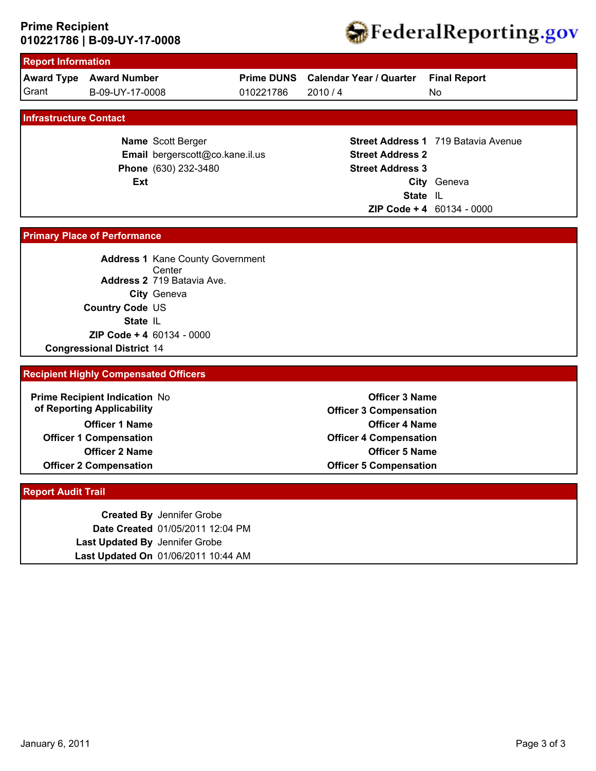**Prime Recipient**
**010221786 | B-09-UY-17-0008**

FederalReporting.gov

## Report Information

| Award Type | Award Number | Prime DUNS | Calendar Year / Quarter | Final Report |
|---|---|---|---|---|
| Grant | B-09-UY-17-0008 | 010221786 | 2010 / 4 | No |

## Infrastructure Contact

**Name** Scott Berger
**Email** bergerscott@co.kane.il.us
**Phone** (630) 232-3480
**Ext**

**Street Address 1** 719 Batavia Avenue
**Street Address 2**
**Street Address 3**
**City** Geneva
**State** IL
**ZIP Code + 4** 60134 - 0000

## Primary Place of Performance

**Address 1** Kane County Government Center
**Address 2** 719 Batavia Ave.
**City** Geneva
**Country Code** US
**State** IL
**ZIP Code + 4** 60134 - 0000
**Congressional District** 14

## Recipient Highly Compensated Officers

**Prime Recipient Indication of Reporting Applicability** No
**Officer 1 Name**
**Officer 1 Compensation**
**Officer 2 Name**
**Officer 2 Compensation**
**Officer 3 Name**
**Officer 3 Compensation**
**Officer 4 Name**
**Officer 4 Compensation**
**Officer 5 Name**
**Officer 5 Compensation**

## Report Audit Trail

**Created By** Jennifer Grobe
**Date Created** 01/05/2011 12:04 PM
**Last Updated By** Jennifer Grobe
**Last Updated On** 01/06/2011 10:44 AM

January 6, 2011